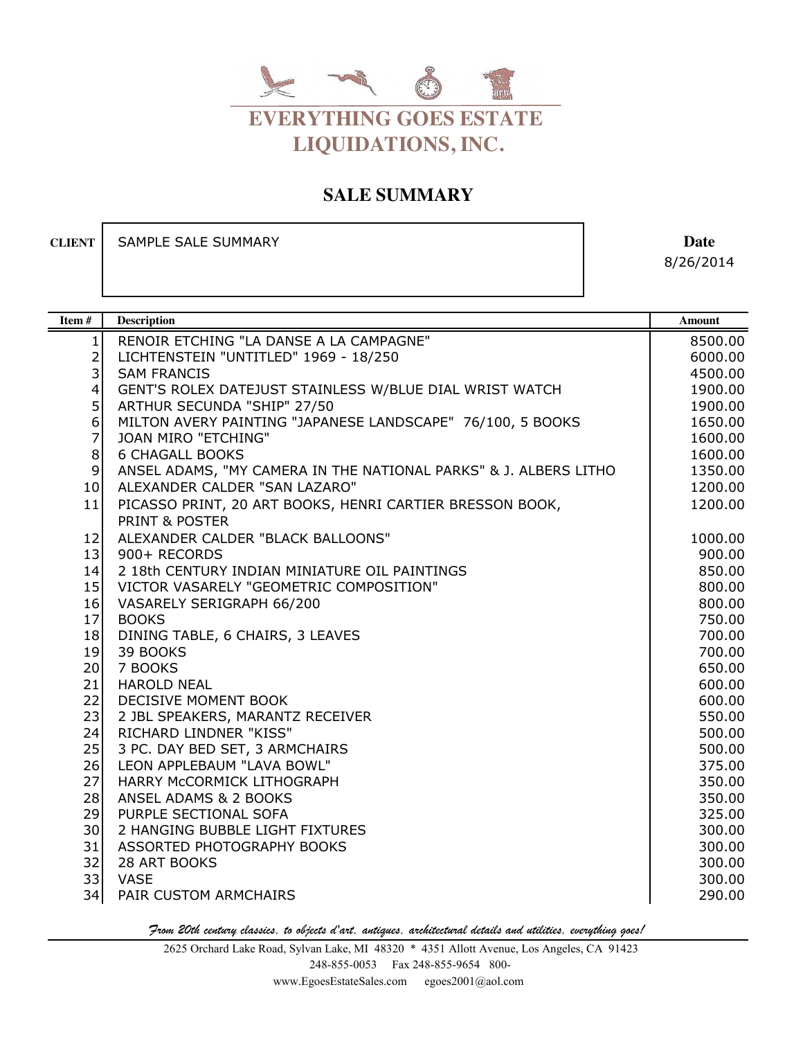# EVERYTHING GOES ESTATE LIQUIDATIONS, INC.

## SALE SUMMARY

**CLIENT** SAMPLE SALE SUMMARY

**Date** 8/26/2014

| Item # | Description | Amount |
|---|---|---|
| 1 | RENOIR ETCHING "LA DANSE A LA CAMPAGNE" | 8500.00 |
| 2 | LICHTENSTEIN "UNTITLED" 1969 - 18/250 | 6000.00 |
| 3 | SAM FRANCIS | 4500.00 |
| 4 | GENT'S ROLEX DATEJUST STAINLESS W/BLUE DIAL WRIST WATCH | 1900.00 |
| 5 | ARTHUR SECUNDA "SHIP" 27/50 | 1900.00 |
| 6 | MILTON AVERY PAINTING "JAPANESE LANDSCAPE" 76/100, 5 BOOKS | 1650.00 |
| 7 | JOAN MIRO "ETCHING" | 1600.00 |
| 8 | 6 CHAGALL BOOKS | 1600.00 |
| 9 | ANSEL ADAMS, "MY CAMERA IN THE NATIONAL PARKS" & J. ALBERS LITHO | 1350.00 |
| 10 | ALEXANDER CALDER "SAN LAZARO" | 1200.00 |
| 11 | PICASSO PRINT, 20 ART BOOKS, HENRI CARTIER BRESSON BOOK, PRINT & POSTER | 1200.00 |
| 12 | ALEXANDER CALDER "BLACK BALLOONS" | 1000.00 |
| 13 | 900+ RECORDS | 900.00 |
| 14 | 2 18th CENTURY INDIAN MINIATURE OIL PAINTINGS | 850.00 |
| 15 | VICTOR VASARELY "GEOMETRIC COMPOSITION" | 800.00 |
| 16 | VASARELY SERIGRAPH 66/200 | 800.00 |
| 17 | BOOKS | 750.00 |
| 18 | DINING TABLE, 6 CHAIRS, 3 LEAVES | 700.00 |
| 19 | 39 BOOKS | 700.00 |
| 20 | 7 BOOKS | 650.00 |
| 21 | HAROLD NEAL | 600.00 |
| 22 | DECISIVE MOMENT BOOK | 600.00 |
| 23 | 2 JBL SPEAKERS, MARANTZ RECEIVER | 550.00 |
| 24 | RICHARD LINDNER "KISS" | 500.00 |
| 25 | 3 PC. DAY BED SET, 3 ARMCHAIRS | 500.00 |
| 26 | LEON APPLEBAUM "LAVA BOWL" | 375.00 |
| 27 | HARRY McCORMICK LITHOGRAPH | 350.00 |
| 28 | ANSEL ADAMS & 2 BOOKS | 350.00 |
| 29 | PURPLE SECTIONAL SOFA | 325.00 |
| 30 | 2 HANGING BUBBLE LIGHT FIXTURES | 300.00 |
| 31 | ASSORTED PHOTOGRAPHY BOOKS | 300.00 |
| 32 | 28 ART BOOKS | 300.00 |
| 33 | VASE | 300.00 |
| 34 | PAIR CUSTOM ARMCHAIRS | 290.00 |

*From 20th century classics, to objects d'art, antiques, architectural details and utilities, everything goes!*

2625 Orchard Lake Road, Sylvan Lake, MI 48320 * 4351 Allott Avenue, Los Angeles, CA 91423
248-855-0053 Fax 248-855-9654 800-
www.EgoesEstateSales.com egoes2001@aol.com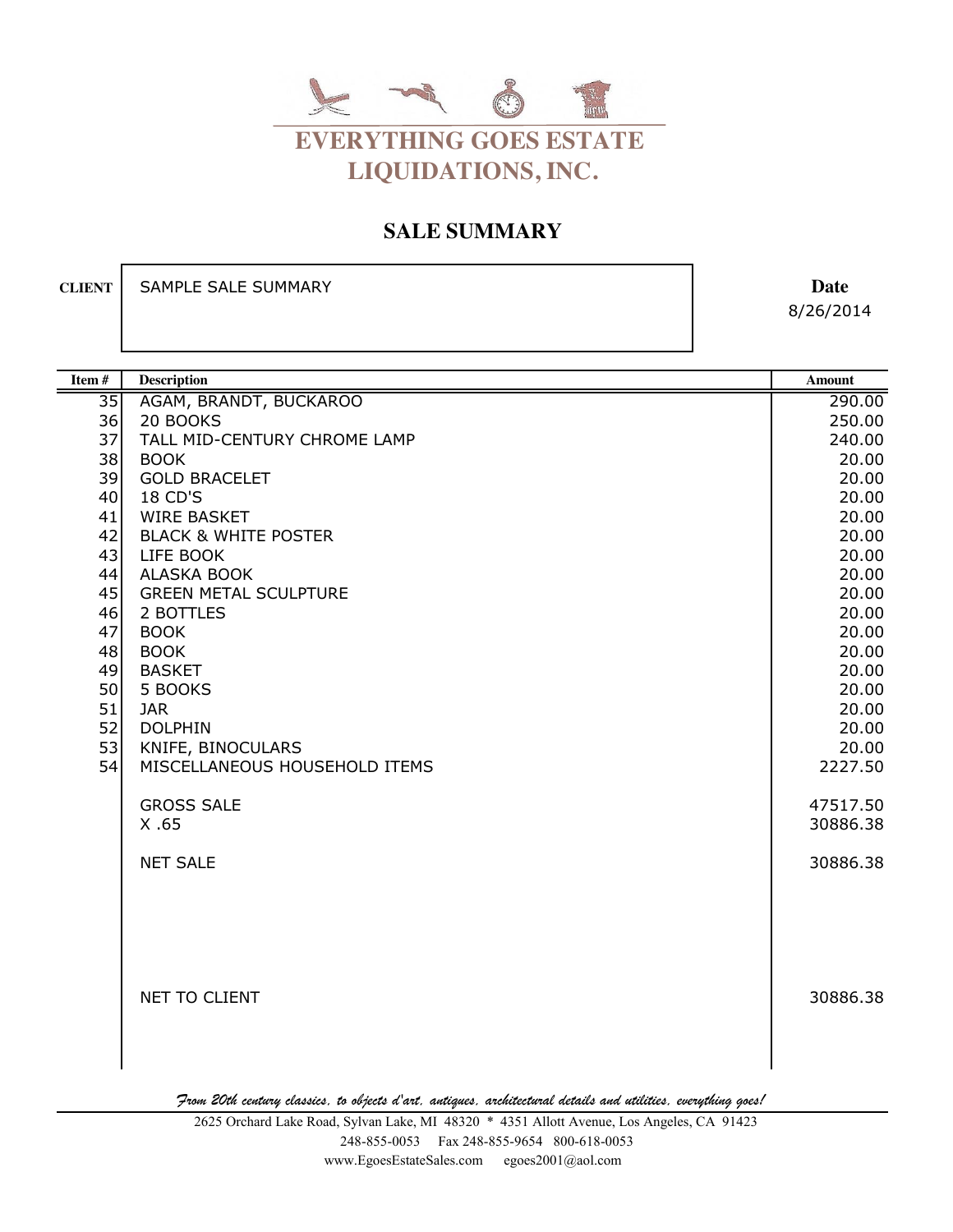# EVERYTHING GOES ESTATE LIQUIDATIONS, INC.

## SALE SUMMARY

**CLIENT** SAMPLE SALE SUMMARY

**Date** 8/26/2014

| Item # | Description | Amount |
|---|---|---|
| 35 | AGAM, BRANDT, BUCKAROO | 290.00 |
| 36 | 20 BOOKS | 250.00 |
| 37 | TALL MID-CENTURY CHROME LAMP | 240.00 |
| 38 | BOOK | 20.00 |
| 39 | GOLD BRACELET | 20.00 |
| 40 | 18 CD'S | 20.00 |
| 41 | WIRE BASKET | 20.00 |
| 42 | BLACK & WHITE POSTER | 20.00 |
| 43 | LIFE BOOK | 20.00 |
| 44 | ALASKA BOOK | 20.00 |
| 45 | GREEN METAL SCULPTURE | 20.00 |
| 46 | 2 BOTTLES | 20.00 |
| 47 | BOOK | 20.00 |
| 48 | BOOK | 20.00 |
| 49 | BASKET | 20.00 |
| 50 | 5 BOOKS | 20.00 |
| 51 | JAR | 20.00 |
| 52 | DOLPHIN | 20.00 |
| 53 | KNIFE, BINOCULARS | 20.00 |
| 54 | MISCELLANEOUS HOUSEHOLD ITEMS | 2227.50 |
| | GROSS SALE | 47517.50 |
| | X .65 | 30886.38 |
| | NET SALE | 30886.38 |
| | NET TO CLIENT | 30886.38 |

*From 20th century classics, to objects d'art, antiques, architectural details and utilities, everything goes!*

2625 Orchard Lake Road, Sylvan Lake, MI 48320 * 4351 Allott Avenue, Los Angeles, CA 91423
248-855-0053 Fax 248-855-9654 800-618-0053
www.EgoesEstateSales.com egoes2001@aol.com